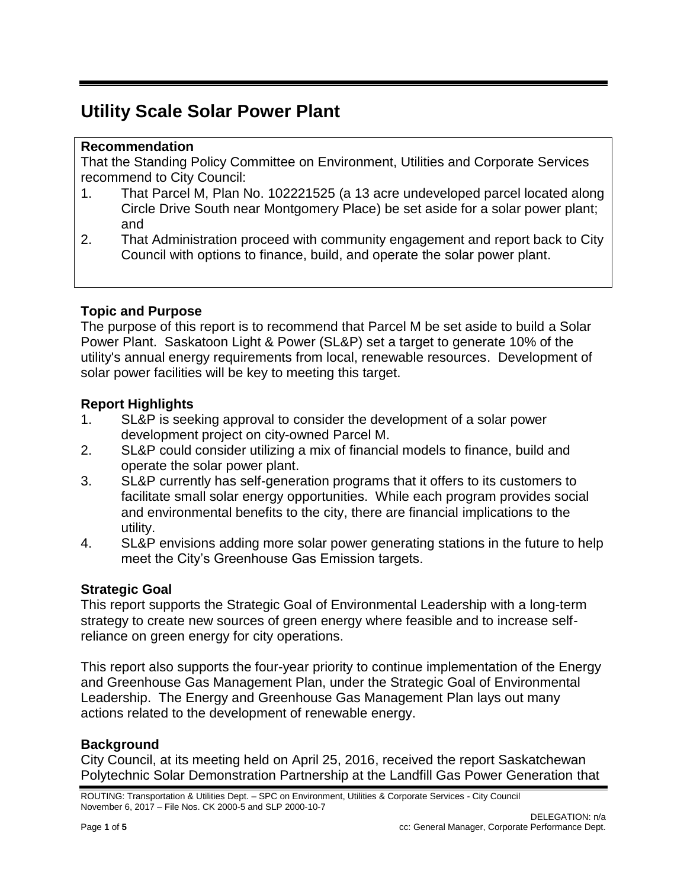# Utility Scale Solar Power Plant

**Recommendation**

That the Standing Policy Committee on Environment, Utilities and Corporate Services recommend to City Council:

1. That Parcel M, Plan No. 102221525 (a 13 acre undeveloped parcel located along Circle Drive South near Montgomery Place) be set aside for a solar power plant; and
2. That Administration proceed with community engagement and report back to City Council with options to finance, build, and operate the solar power plant.

**Topic and Purpose**

The purpose of this report is to recommend that Parcel M be set aside to build a Solar Power Plant. Saskatoon Light & Power (SL&P) set a target to generate 10% of the utility's annual energy requirements from local, renewable resources. Development of solar power facilities will be key to meeting this target.

**Report Highlights**

1. SL&P is seeking approval to consider the development of a solar power development project on city-owned Parcel M.
2. SL&P could consider utilizing a mix of financial models to finance, build and operate the solar power plant.
3. SL&P currently has self-generation programs that it offers to its customers to facilitate small solar energy opportunities. While each program provides social and environmental benefits to the city, there are financial implications to the utility.
4. SL&P envisions adding more solar power generating stations in the future to help meet the City's Greenhouse Gas Emission targets.

**Strategic Goal**

This report supports the Strategic Goal of Environmental Leadership with a long-term strategy to create new sources of green energy where feasible and to increase self-reliance on green energy for city operations.

This report also supports the four-year priority to continue implementation of the Energy and Greenhouse Gas Management Plan, under the Strategic Goal of Environmental Leadership. The Energy and Greenhouse Gas Management Plan lays out many actions related to the development of renewable energy.

**Background**

City Council, at its meeting held on April 25, 2016, received the report Saskatchewan Polytechnic Solar Demonstration Partnership at the Landfill Gas Power Generation that

ROUTING: Transportation & Utilities Dept. – SPC on Environment, Utilities & Corporate Services - City Council
November 6, 2017 – File Nos. CK 2000-5 and SLP 2000-10-7

DELEGATION: n/a

cc: General Manager, Corporate Performance Dept.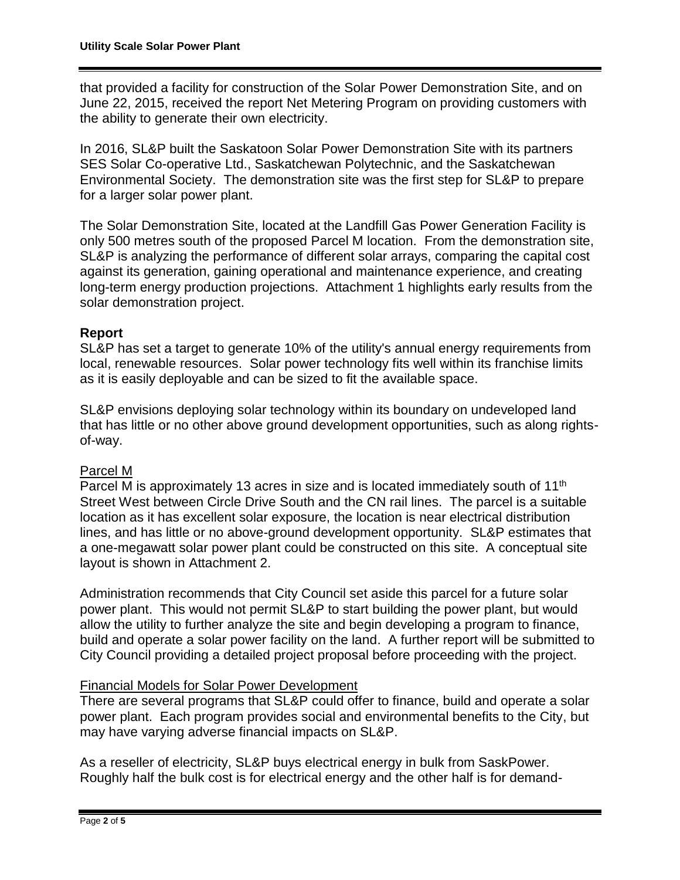that provided a facility for construction of the Solar Power Demonstration Site, and on June 22, 2015, received the report Net Metering Program on providing customers with the ability to generate their own electricity.

In 2016, SL&P built the Saskatoon Solar Power Demonstration Site with its partners SES Solar Co-operative Ltd., Saskatchewan Polytechnic, and the Saskatchewan Environmental Society. The demonstration site was the first step for SL&P to prepare for a larger solar power plant.

The Solar Demonstration Site, located at the Landfill Gas Power Generation Facility is only 500 metres south of the proposed Parcel M location. From the demonstration site, SL&P is analyzing the performance of different solar arrays, comparing the capital cost against its generation, gaining operational and maintenance experience, and creating long-term energy production projections. Attachment 1 highlights early results from the solar demonstration project.

## Report

SL&P has set a target to generate 10% of the utility's annual energy requirements from local, renewable resources. Solar power technology fits well within its franchise limits as it is easily deployable and can be sized to fit the available space.

SL&P envisions deploying solar technology within its boundary on undeveloped land that has little or no other above ground development opportunities, such as along rights-of-way.

### Parcel M

Parcel M is approximately 13 acres in size and is located immediately south of 11th Street West between Circle Drive South and the CN rail lines. The parcel is a suitable location as it has excellent solar exposure, the location is near electrical distribution lines, and has little or no above-ground development opportunity. SL&P estimates that a one-megawatt solar power plant could be constructed on this site. A conceptual site layout is shown in Attachment 2.

Administration recommends that City Council set aside this parcel for a future solar power plant. This would not permit SL&P to start building the power plant, but would allow the utility to further analyze the site and begin developing a program to finance, build and operate a solar power facility on the land. A further report will be submitted to City Council providing a detailed project proposal before proceeding with the project.

### Financial Models for Solar Power Development

There are several programs that SL&P could offer to finance, build and operate a solar power plant. Each program provides social and environmental benefits to the City, but may have varying adverse financial impacts on SL&P.

As a reseller of electricity, SL&P buys electrical energy in bulk from SaskPower. Roughly half the bulk cost is for electrical energy and the other half is for demand-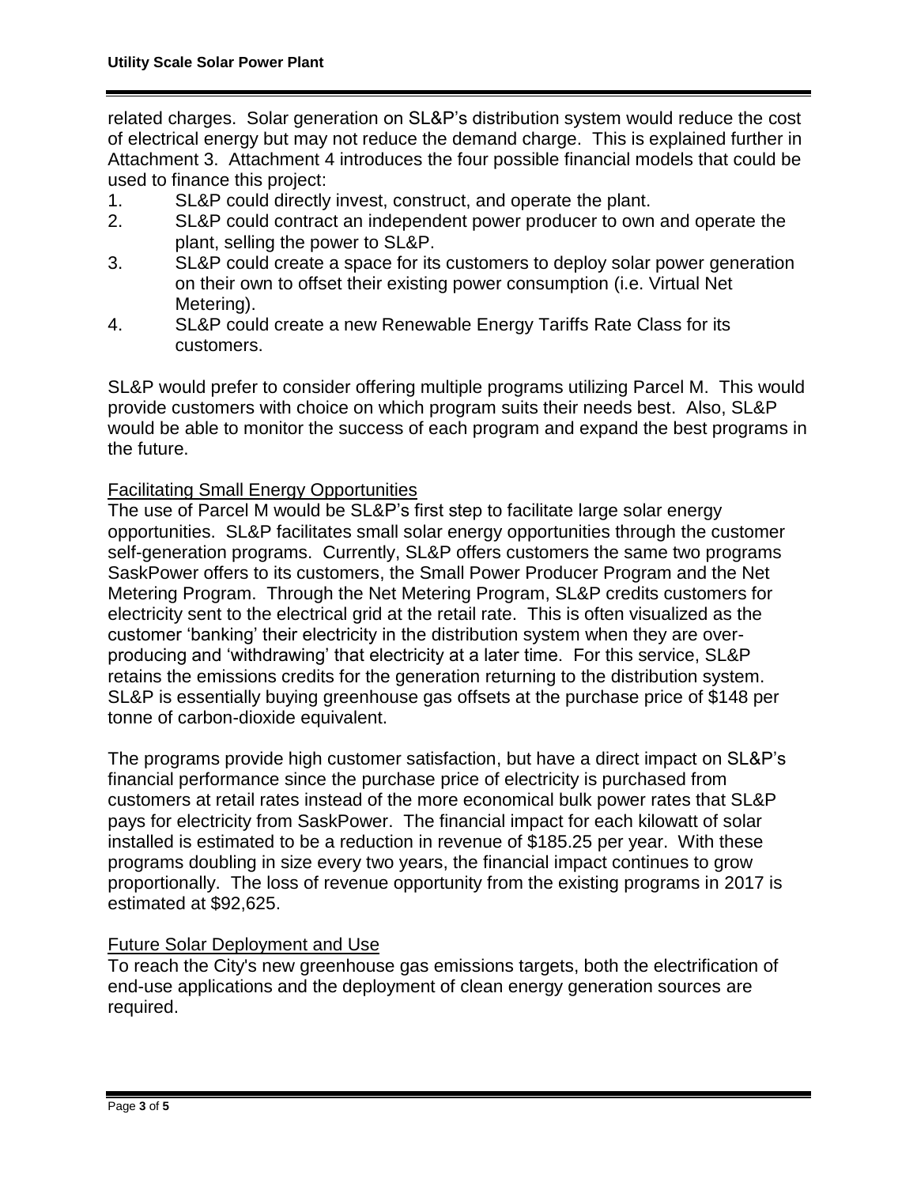related charges. Solar generation on SL&P's distribution system would reduce the cost of electrical energy but may not reduce the demand charge. This is explained further in Attachment 3. Attachment 4 introduces the four possible financial models that could be used to finance this project:

1. SL&P could directly invest, construct, and operate the plant.
2. SL&P could contract an independent power producer to own and operate the plant, selling the power to SL&P.
3. SL&P could create a space for its customers to deploy solar power generation on their own to offset their existing power consumption (i.e. Virtual Net Metering).
4. SL&P could create a new Renewable Energy Tariffs Rate Class for its customers.

SL&P would prefer to consider offering multiple programs utilizing Parcel M. This would provide customers with choice on which program suits their needs best. Also, SL&P would be able to monitor the success of each program and expand the best programs in the future.

<u>Facilitating Small Energy Opportunities</u>

The use of Parcel M would be SL&P's first step to facilitate large solar energy opportunities. SL&P facilitates small solar energy opportunities through the customer self-generation programs. Currently, SL&P offers customers the same two programs SaskPower offers to its customers, the Small Power Producer Program and the Net Metering Program. Through the Net Metering Program, SL&P credits customers for electricity sent to the electrical grid at the retail rate. This is often visualized as the customer 'banking' their electricity in the distribution system when they are over-producing and 'withdrawing' that electricity at a later time. For this service, SL&P retains the emissions credits for the generation returning to the distribution system. SL&P is essentially buying greenhouse gas offsets at the purchase price of $148 per tonne of carbon-dioxide equivalent.

The programs provide high customer satisfaction, but have a direct impact on SL&P's financial performance since the purchase price of electricity is purchased from customers at retail rates instead of the more economical bulk power rates that SL&P pays for electricity from SaskPower. The financial impact for each kilowatt of solar installed is estimated to be a reduction in revenue of $185.25 per year. With these programs doubling in size every two years, the financial impact continues to grow proportionally. The loss of revenue opportunity from the existing programs in 2017 is estimated at $92,625.

<u>Future Solar Deployment and Use</u>

To reach the City's new greenhouse gas emissions targets, both the electrification of end-use applications and the deployment of clean energy generation sources are required.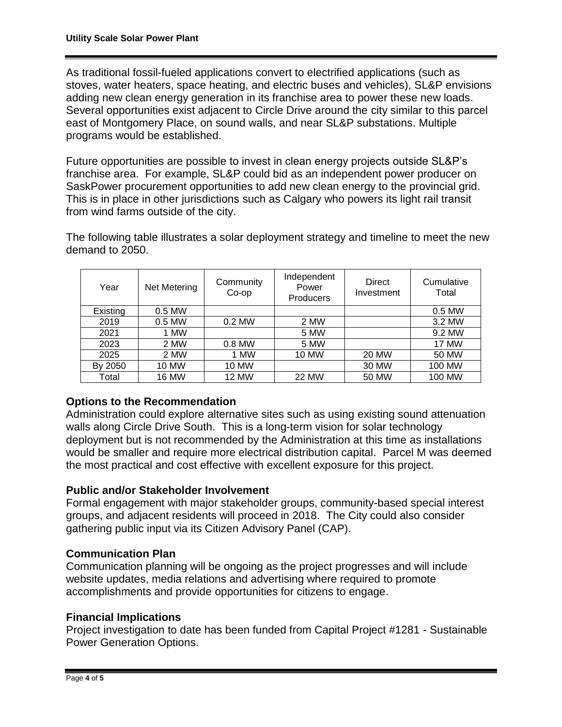As traditional fossil-fueled applications convert to electrified applications (such as stoves, water heaters, space heating, and electric buses and vehicles), SL&P envisions adding new clean energy generation in its franchise area to power these new loads. Several opportunities exist adjacent to Circle Drive around the city similar to this parcel east of Montgomery Place, on sound walls, and near SL&P substations. Multiple programs would be established.

Future opportunities are possible to invest in clean energy projects outside SL&P's franchise area. For example, SL&P could bid as an independent power producer on SaskPower procurement opportunities to add new clean energy to the provincial grid. This is in place in other jurisdictions such as Calgary who powers its light rail transit from wind farms outside of the city.

The following table illustrates a solar deployment strategy and timeline to meet the new demand to 2050.

| Year | Net Metering | Community Co-op | Independent Power Producers | Direct Investment | Cumulative Total |
|---|---|---|---|---|---|
| Existing | 0.5 MW | | | | 0.5 MW |
| 2019 | 0.5 MW | 0.2 MW | 2 MW | | 3.2 MW |
| 2021 | 1 MW | | 5 MW | | 9.2 MW |
| 2023 | 2 MW | 0.8 MW | 5 MW | | 17 MW |
| 2025 | 2 MW | 1 MW | 10 MW | 20 MW | 50 MW |
| By 2050 | 10 MW | 10 MW | | 30 MW | 100 MW |
| Total | 16 MW | 12 MW | 22 MW | 50 MW | 100 MW |

## Options to the Recommendation

Administration could explore alternative sites such as using existing sound attenuation walls along Circle Drive South. This is a long-term vision for solar technology deployment but is not recommended by the Administration at this time as installations would be smaller and require more electrical distribution capital. Parcel M was deemed the most practical and cost effective with excellent exposure for this project.

## Public and/or Stakeholder Involvement

Formal engagement with major stakeholder groups, community-based special interest groups, and adjacent residents will proceed in 2018. The City could also consider gathering public input via its Citizen Advisory Panel (CAP).

## Communication Plan

Communication planning will be ongoing as the project progresses and will include website updates, media relations and advertising where required to promote accomplishments and provide opportunities for citizens to engage.

## Financial Implications

Project investigation to date has been funded from Capital Project #1281 - Sustainable Power Generation Options.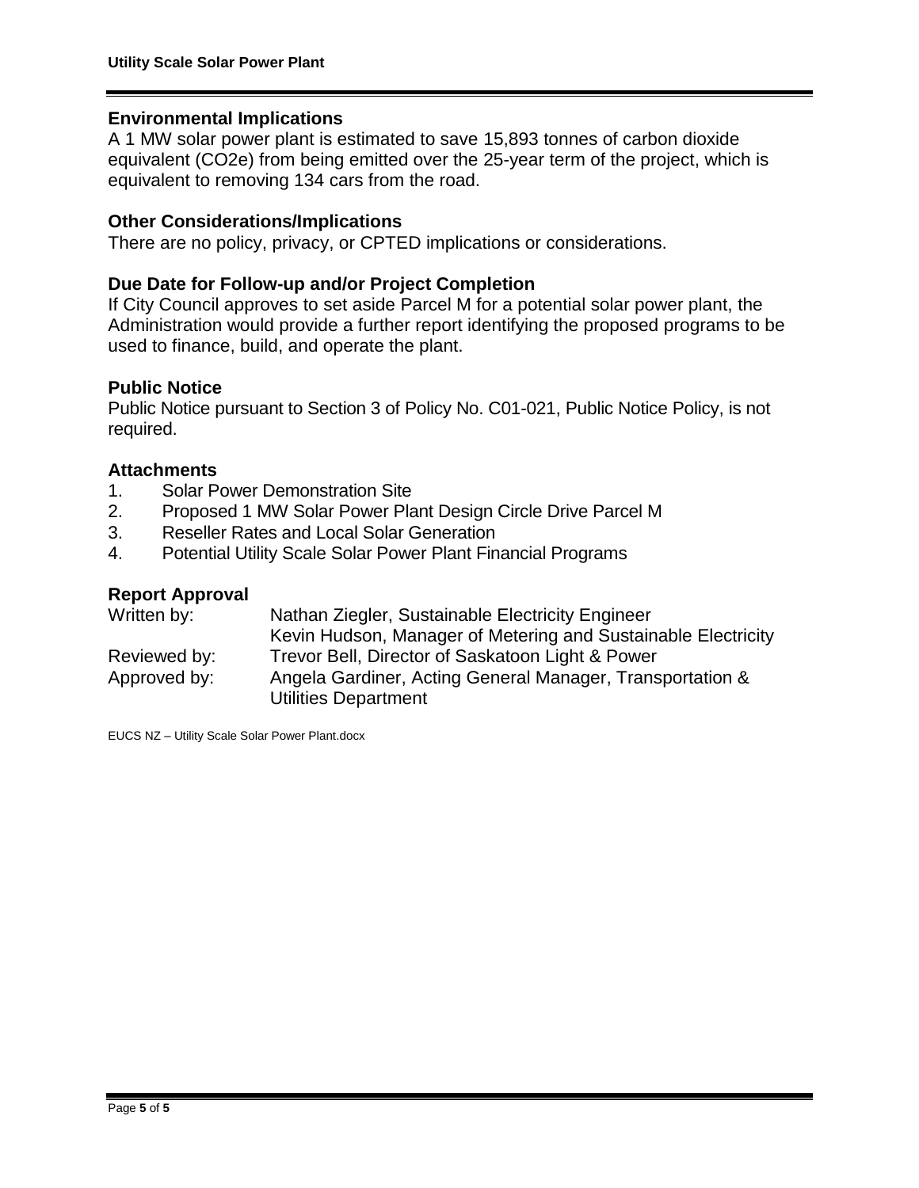## Environmental Implications

A 1 MW solar power plant is estimated to save 15,893 tonnes of carbon dioxide equivalent (CO2e) from being emitted over the 25-year term of the project, which is equivalent to removing 134 cars from the road.

## Other Considerations/Implications

There are no policy, privacy, or CPTED implications or considerations.

## Due Date for Follow-up and/or Project Completion

If City Council approves to set aside Parcel M for a potential solar power plant, the Administration would provide a further report identifying the proposed programs to be used to finance, build, and operate the plant.

## Public Notice

Public Notice pursuant to Section 3 of Policy No. C01-021, Public Notice Policy, is not required.

## Attachments

1. Solar Power Demonstration Site
2. Proposed 1 MW Solar Power Plant Design Circle Drive Parcel M
3. Reseller Rates and Local Solar Generation
4. Potential Utility Scale Solar Power Plant Financial Programs

## Report Approval

| | |
|---|---|
| Written by: | Nathan Ziegler, Sustainable Electricity Engineer<br>Kevin Hudson, Manager of Metering and Sustainable Electricity |
| Reviewed by: | Trevor Bell, Director of Saskatoon Light & Power |
| Approved by: | Angela Gardiner, Acting General Manager, Transportation & Utilities Department |

EUCS NZ – Utility Scale Solar Power Plant.docx